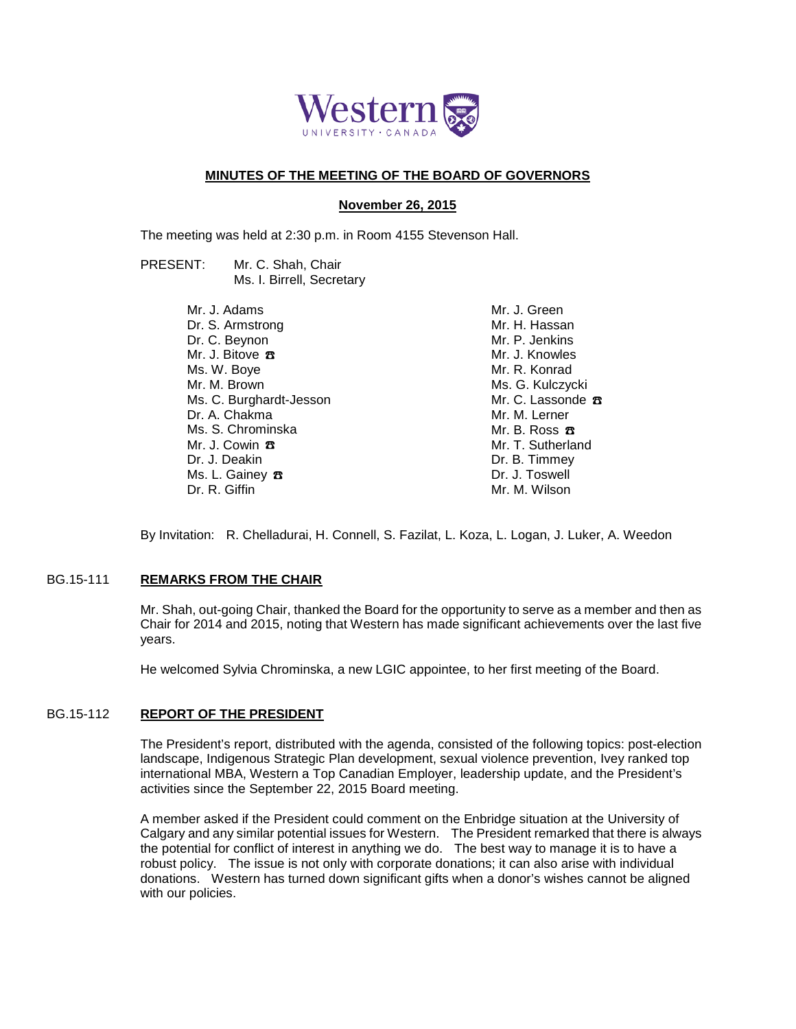Western
UNIVERSITY · CANADA

# MINUTES OF THE MEETING OF THE BOARD OF GOVERNORS

## November 26, 2015

The meeting was held at 2:30 p.m. in Room 4155 Stevenson Hall.

PRESENT: Mr. C. Shah, Chair
Ms. I. Birrell, Secretary

Mr. J. Adams
Dr. S. Armstrong
Dr. C. Beynon
Mr. J. Bitove ☎
Ms. W. Boye
Mr. M. Brown
Ms. C. Burghardt-Jesson
Dr. A. Chakma
Ms. S. Chrominska
Mr. J. Cowin ☎
Dr. J. Deakin
Ms. L. Gainey ☎
Dr. R. Giffin
Mr. J. Green
Mr. H. Hassan
Mr. P. Jenkins
Mr. J. Knowles
Mr. R. Konrad
Ms. G. Kulczycki
Mr. C. Lassonde ☎
Mr. M. Lerner
Mr. B. Ross ☎
Mr. T. Sutherland
Dr. B. Timmey
Dr. J. Toswell
Mr. M. Wilson

By Invitation: R. Chelladurai, H. Connell, S. Fazilat, L. Koza, L. Logan, J. Luker, A. Weedon

### BG.15-111 REMARKS FROM THE CHAIR

Mr. Shah, out-going Chair, thanked the Board for the opportunity to serve as a member and then as Chair for 2014 and 2015, noting that Western has made significant achievements over the last five years.

He welcomed Sylvia Chrominska, a new LGIC appointee, to her first meeting of the Board.

### BG.15-112 REPORT OF THE PRESIDENT

The President's report, distributed with the agenda, consisted of the following topics: post-election landscape, Indigenous Strategic Plan development, sexual violence prevention, Ivey ranked top international MBA, Western a Top Canadian Employer, leadership update, and the President's activities since the September 22, 2015 Board meeting.

A member asked if the President could comment on the Enbridge situation at the University of Calgary and any similar potential issues for Western. The President remarked that there is always the potential for conflict of interest in anything we do. The best way to manage it is to have a robust policy. The issue is not only with corporate donations; it can also arise with individual donations. Western has turned down significant gifts when a donor's wishes cannot be aligned with our policies.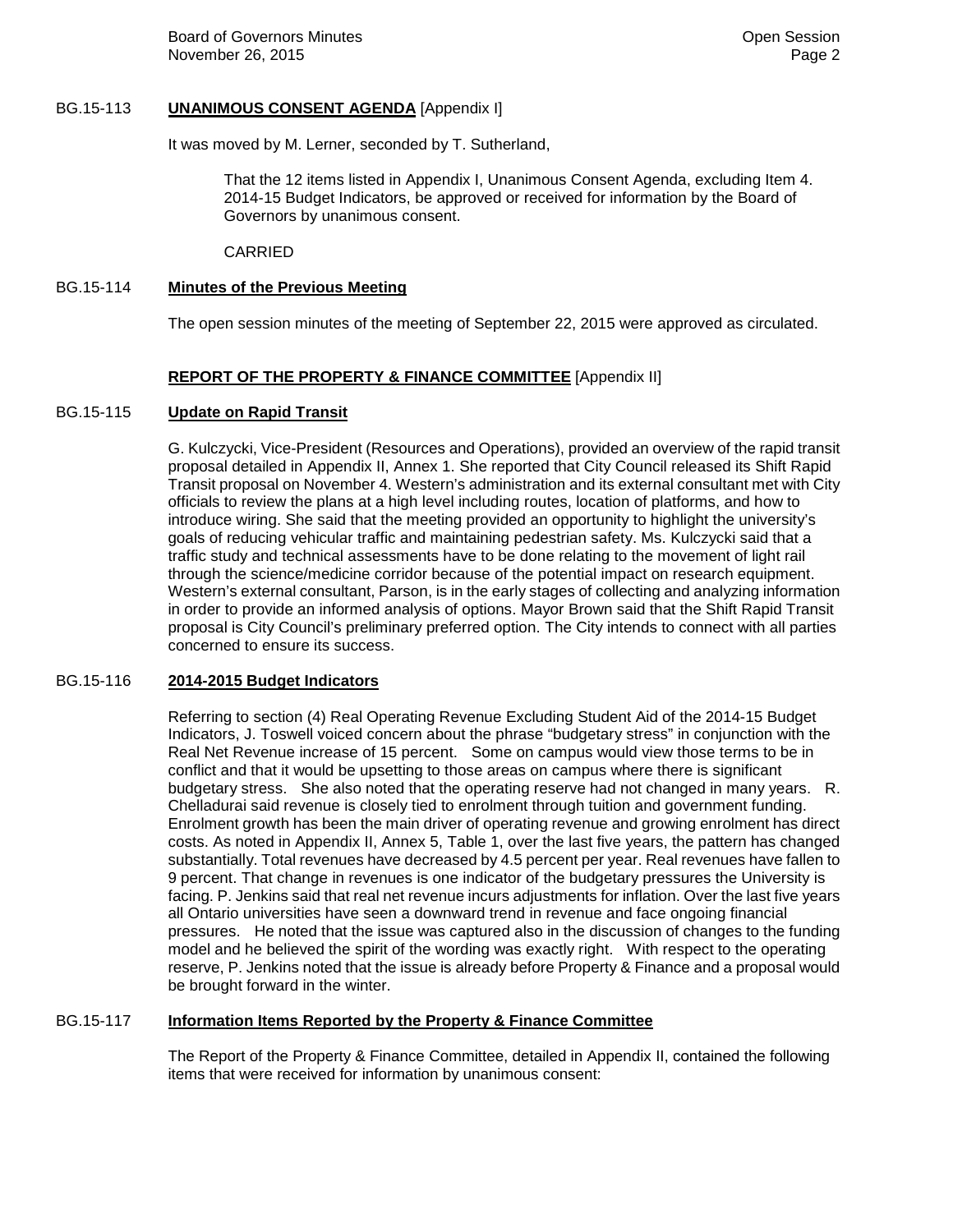BG.15-113 **UNANIMOUS CONSENT AGENDA** [Appendix I]

It was moved by M. Lerner, seconded by T. Sutherland,

> That the 12 items listed in Appendix I, Unanimous Consent Agenda, excluding Item 4. 2014-15 Budget Indicators, be approved or received for information by the Board of Governors by unanimous consent.
>
> CARRIED

BG.15-114 **Minutes of the Previous Meeting**

The open session minutes of the meeting of September 22, 2015 were approved as circulated.

**REPORT OF THE PROPERTY & FINANCE COMMITTEE** [Appendix II]

BG.15-115 **Update on Rapid Transit**

G. Kulczycki, Vice-President (Resources and Operations), provided an overview of the rapid transit proposal detailed in Appendix II, Annex 1. She reported that City Council released its Shift Rapid Transit proposal on November 4. Western's administration and its external consultant met with City officials to review the plans at a high level including routes, location of platforms, and how to introduce wiring. She said that the meeting provided an opportunity to highlight the university's goals of reducing vehicular traffic and maintaining pedestrian safety. Ms. Kulczycki said that a traffic study and technical assessments have to be done relating to the movement of light rail through the science/medicine corridor because of the potential impact on research equipment. Western's external consultant, Parson, is in the early stages of collecting and analyzing information in order to provide an informed analysis of options. Mayor Brown said that the Shift Rapid Transit proposal is City Council's preliminary preferred option. The City intends to connect with all parties concerned to ensure its success.

BG.15-116 **2014-2015 Budget Indicators**

Referring to section (4) Real Operating Revenue Excluding Student Aid of the 2014-15 Budget Indicators, J. Toswell voiced concern about the phrase "budgetary stress" in conjunction with the Real Net Revenue increase of 15 percent. Some on campus would view those terms to be in conflict and that it would be upsetting to those areas on campus where there is significant budgetary stress. She also noted that the operating reserve had not changed in many years. R. Chelladurai said revenue is closely tied to enrolment through tuition and government funding. Enrolment growth has been the main driver of operating revenue and growing enrolment has direct costs. As noted in Appendix II, Annex 5, Table 1, over the last five years, the pattern has changed substantially. Total revenues have decreased by 4.5 percent per year. Real revenues have fallen to 9 percent. That change in revenues is one indicator of the budgetary pressures the University is facing. P. Jenkins said that real net revenue incurs adjustments for inflation. Over the last five years all Ontario universities have seen a downward trend in revenue and face ongoing financial pressures. He noted that the issue was captured also in the discussion of changes to the funding model and he believed the spirit of the wording was exactly right. With respect to the operating reserve, P. Jenkins noted that the issue is already before Property & Finance and a proposal would be brought forward in the winter.

BG.15-117 **Information Items Reported by the Property & Finance Committee**

The Report of the Property & Finance Committee, detailed in Appendix II, contained the following items that were received for information by unanimous consent: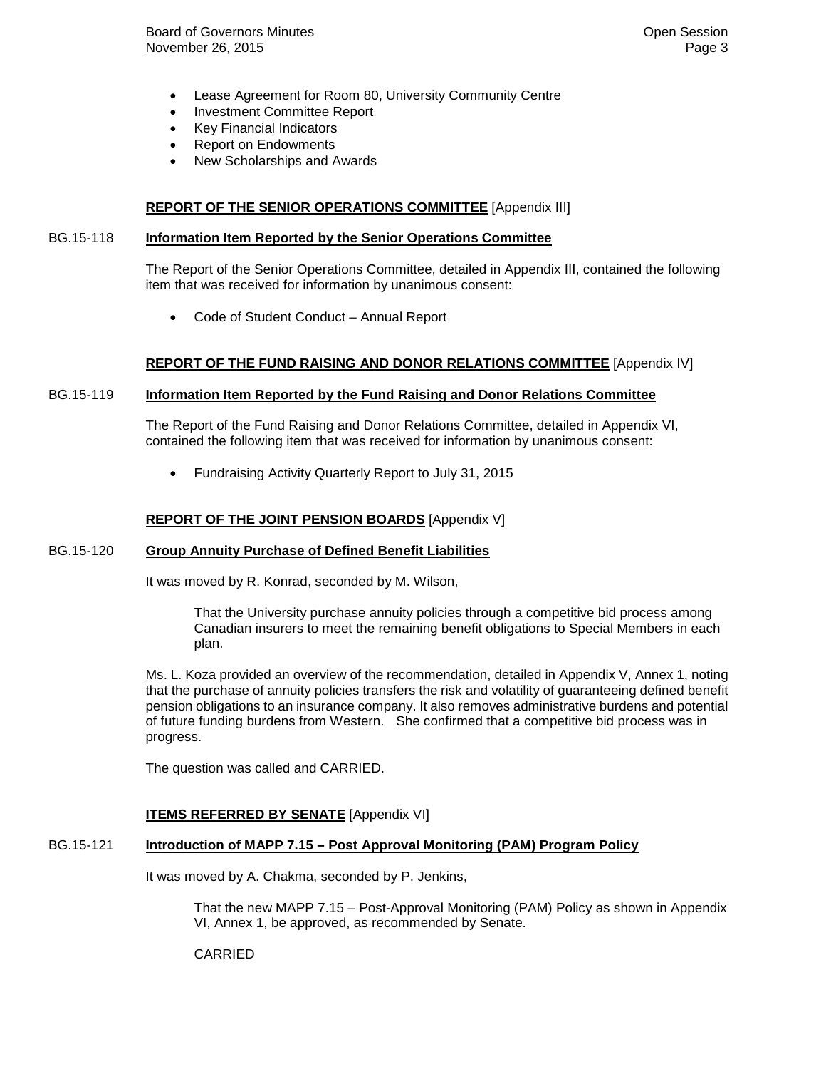- Lease Agreement for Room 80, University Community Centre
- Investment Committee Report
- Key Financial Indicators
- Report on Endowments
- New Scholarships and Awards

**REPORT OF THE SENIOR OPERATIONS COMMITTEE** [Appendix III]

BG.15-118 **Information Item Reported by the Senior Operations Committee**

The Report of the Senior Operations Committee, detailed in Appendix III, contained the following item that was received for information by unanimous consent:

- Code of Student Conduct – Annual Report

**REPORT OF THE FUND RAISING AND DONOR RELATIONS COMMITTEE** [Appendix IV]

BG.15-119 **Information Item Reported by the Fund Raising and Donor Relations Committee**

The Report of the Fund Raising and Donor Relations Committee, detailed in Appendix VI, contained the following item that was received for information by unanimous consent:

- Fundraising Activity Quarterly Report to July 31, 2015

**REPORT OF THE JOINT PENSION BOARDS** [Appendix V]

BG.15-120 **Group Annuity Purchase of Defined Benefit Liabilities**

It was moved by R. Konrad, seconded by M. Wilson,

> That the University purchase annuity policies through a competitive bid process among Canadian insurers to meet the remaining benefit obligations to Special Members in each plan.

Ms. L. Koza provided an overview of the recommendation, detailed in Appendix V, Annex 1, noting that the purchase of annuity policies transfers the risk and volatility of guaranteeing defined benefit pension obligations to an insurance company. It also removes administrative burdens and potential of future funding burdens from Western. She confirmed that a competitive bid process was in progress.

The question was called and CARRIED.

**ITEMS REFERRED BY SENATE** [Appendix VI]

BG.15-121 **Introduction of MAPP 7.15 – Post Approval Monitoring (PAM) Program Policy**

It was moved by A. Chakma, seconded by P. Jenkins,

> That the new MAPP 7.15 – Post-Approval Monitoring (PAM) Policy as shown in Appendix VI, Annex 1, be approved, as recommended by Senate.
>
> CARRIED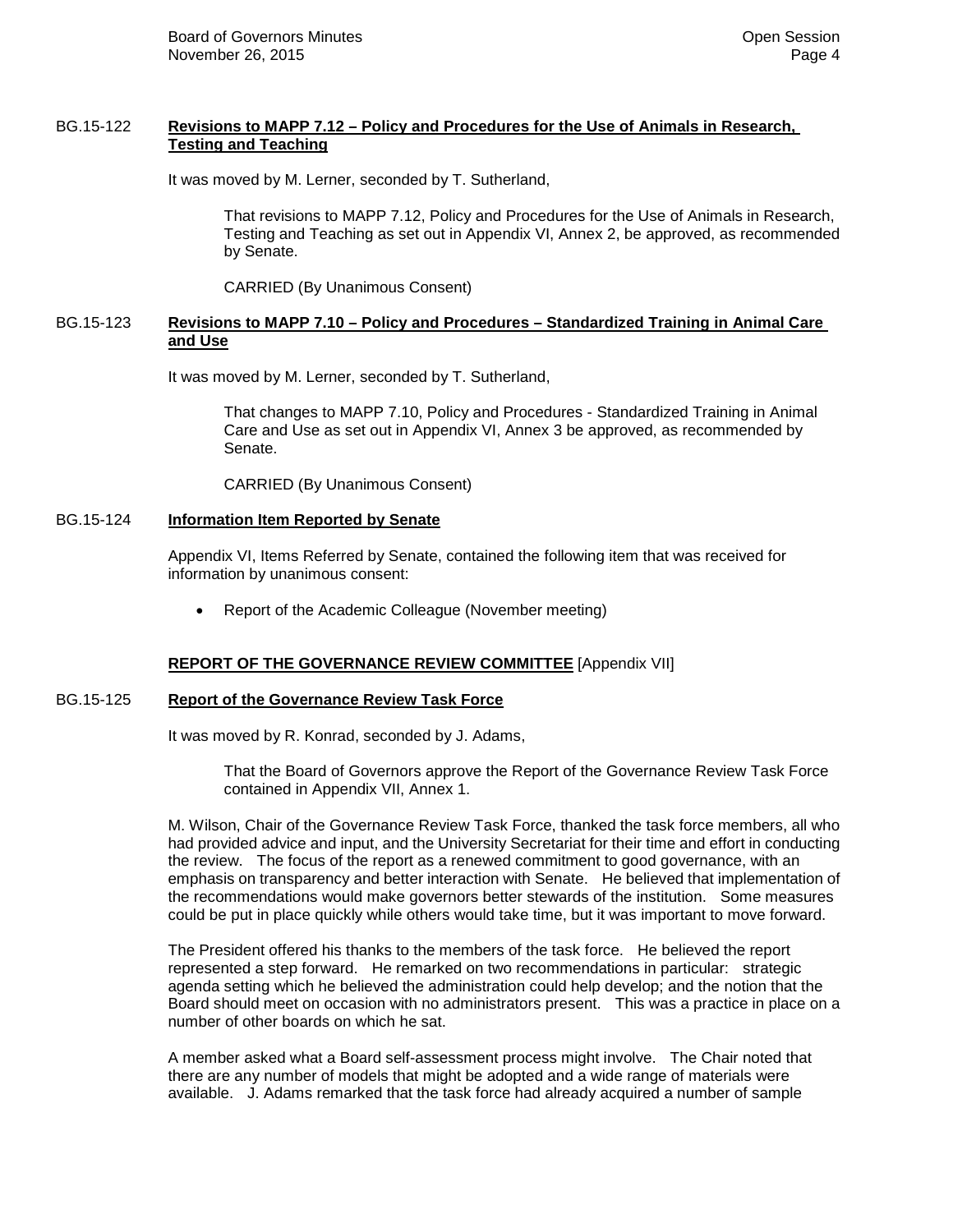**BG.15-122 Revisions to MAPP 7.12 – Policy and Procedures for the Use of Animals in Research, Testing and Teaching**

It was moved by M. Lerner, seconded by T. Sutherland,

> That revisions to MAPP 7.12, Policy and Procedures for the Use of Animals in Research, Testing and Teaching as set out in Appendix VI, Annex 2, be approved, as recommended by Senate.
>
> CARRIED (By Unanimous Consent)

**BG.15-123 Revisions to MAPP 7.10 – Policy and Procedures – Standardized Training in Animal Care and Use**

It was moved by M. Lerner, seconded by T. Sutherland,

> That changes to MAPP 7.10, Policy and Procedures - Standardized Training in Animal Care and Use as set out in Appendix VI, Annex 3 be approved, as recommended by Senate.
>
> CARRIED (By Unanimous Consent)

**BG.15-124 Information Item Reported by Senate**

Appendix VI, Items Referred by Senate, contained the following item that was received for information by unanimous consent:

- Report of the Academic Colleague (November meeting)

**REPORT OF THE GOVERNANCE REVIEW COMMITTEE** [Appendix VII]

**BG.15-125 Report of the Governance Review Task Force**

It was moved by R. Konrad, seconded by J. Adams,

> That the Board of Governors approve the Report of the Governance Review Task Force contained in Appendix VII, Annex 1.

M. Wilson, Chair of the Governance Review Task Force, thanked the task force members, all who had provided advice and input, and the University Secretariat for their time and effort in conducting the review. The focus of the report as a renewed commitment to good governance, with an emphasis on transparency and better interaction with Senate. He believed that implementation of the recommendations would make governors better stewards of the institution. Some measures could be put in place quickly while others would take time, but it was important to move forward.

The President offered his thanks to the members of the task force. He believed the report represented a step forward. He remarked on two recommendations in particular: strategic agenda setting which he believed the administration could help develop; and the notion that the Board should meet on occasion with no administrators present. This was a practice in place on a number of other boards on which he sat.

A member asked what a Board self-assessment process might involve. The Chair noted that there are any number of models that might be adopted and a wide range of materials were available. J. Adams remarked that the task force had already acquired a number of sample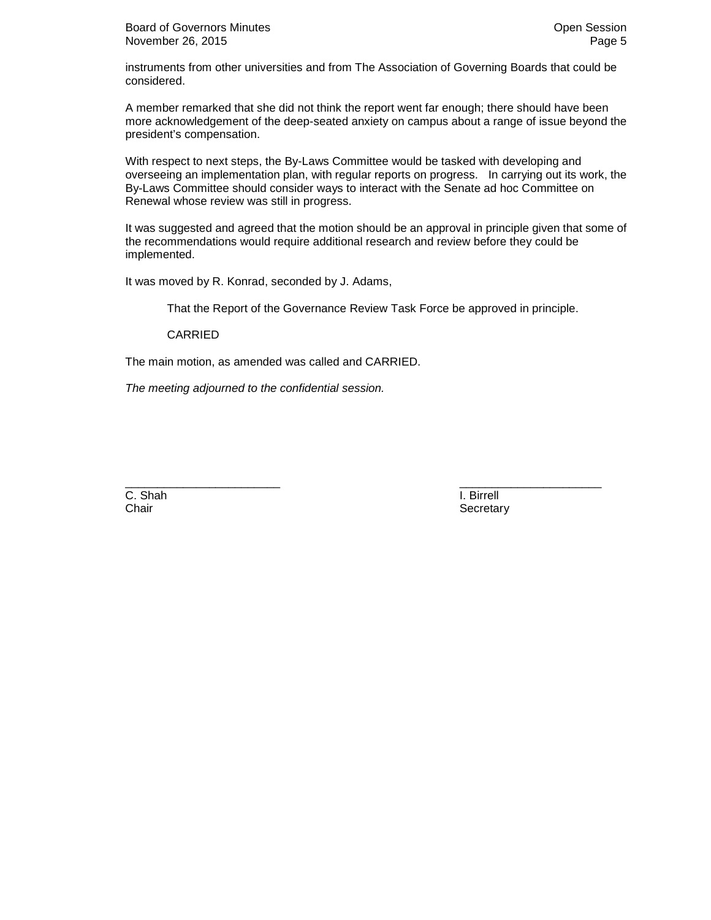instruments from other universities and from The Association of Governing Boards that could be considered.

A member remarked that she did not think the report went far enough; there should have been more acknowledgement of the deep-seated anxiety on campus about a range of issue beyond the president's compensation.

With respect to next steps, the By-Laws Committee would be tasked with developing and overseeing an implementation plan, with regular reports on progress. In carrying out its work, the By-Laws Committee should consider ways to interact with the Senate ad hoc Committee on Renewal whose review was still in progress.

It was suggested and agreed that the motion should be an approval in principle given that some of the recommendations would require additional research and review before they could be implemented.

It was moved by R. Konrad, seconded by J. Adams,

> That the Report of the Governance Review Task Force be approved in principle.
>
> CARRIED

The main motion, as amended was called and CARRIED.

*The meeting adjourned to the confidential session.*

| | |
|---|---|
| \_\_\_\_\_\_\_\_\_\_\_\_\_\_\_\_\_\_\_\_\_\_\_\_ | \_\_\_\_\_\_\_\_\_\_\_\_\_\_\_\_\_\_\_\_\_\_\_\_ |
| C. Shah | I. Birrell |
| Chair | Secretary |